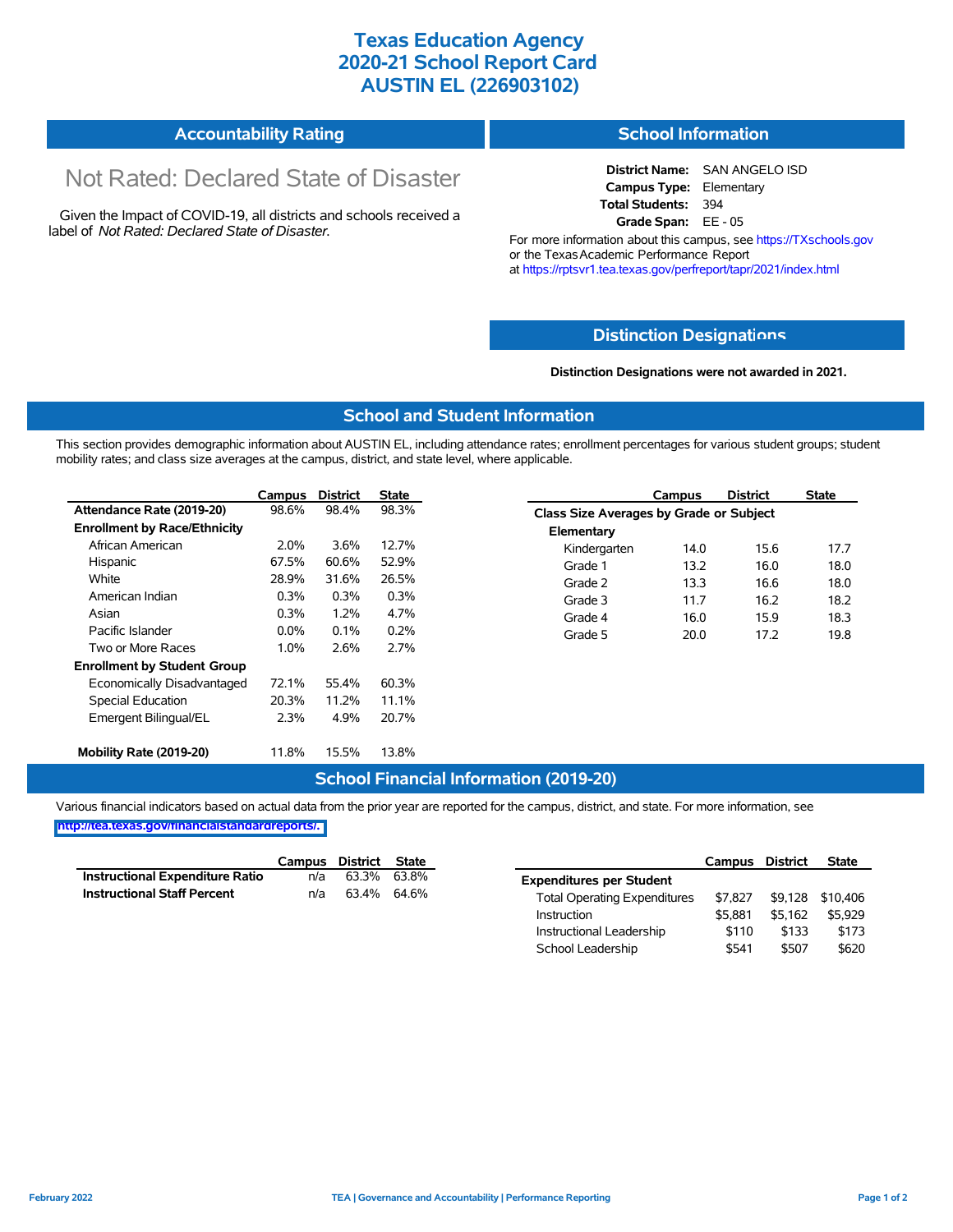# Texas Education Agency
# 2020-21 School Report Card
# AUSTIN EL (226903102)

## Accountability Rating

Not Rated: Declared State of Disaster

Given the Impact of COVID-19, all districts and schools received a label of *Not Rated: Declared State of Disaster*.

## School Information

**District Name:** SAN ANGELO ISD
**Campus Type:** Elementary
**Total Students:** 394
**Grade Span:** EE - 05

For more information about this campus, see https://TXschools.gov or the Texas Academic Performance Report at https://rptsvr1.tea.texas.gov/perfreport/tapr/2021/index.html

## Distinction Designations

**Distinction Designations were not awarded in 2021.**

## School and Student Information

This section provides demographic information about AUSTIN EL, including attendance rates; enrollment percentages for various student groups; student mobility rates; and class size averages at the campus, district, and state level, where applicable.

| | Campus | District | State |
|---|---|---|---|
| **Attendance Rate (2019-20)** | 98.6% | 98.4% | 98.3% |
| **Enrollment by Race/Ethnicity** | | | |
| African American | 2.0% | 3.6% | 12.7% |
| Hispanic | 67.5% | 60.6% | 52.9% |
| White | 28.9% | 31.6% | 26.5% |
| American Indian | 0.3% | 0.3% | 0.3% |
| Asian | 0.3% | 1.2% | 4.7% |
| Pacific Islander | 0.0% | 0.1% | 0.2% |
| Two or More Races | 1.0% | 2.6% | 2.7% |
| **Enrollment by Student Group** | | | |
| Economically Disadvantaged | 72.1% | 55.4% | 60.3% |
| Special Education | 20.3% | 11.2% | 11.1% |
| Emergent Bilingual/EL | 2.3% | 4.9% | 20.7% |
| **Mobility Rate (2019-20)** | 11.8% | 15.5% | 13.8% |

| | Campus | District | State |
|---|---|---|---|
| **Class Size Averages by Grade or Subject** | | | |
| **Elementary** | | | |
| Kindergarten | 14.0 | 15.6 | 17.7 |
| Grade 1 | 13.2 | 16.0 | 18.0 |
| Grade 2 | 13.3 | 16.6 | 18.0 |
| Grade 3 | 11.7 | 16.2 | 18.2 |
| Grade 4 | 16.0 | 15.9 | 18.3 |
| Grade 5 | 20.0 | 17.2 | 19.8 |

## School Financial Information (2019-20)

Various financial indicators based on actual data from the prior year are reported for the campus, district, and state. For more information, see http://tea.texas.gov/financialstandardreports/.

| | Campus | District | State |
|---|---|---|---|
| **Instructional Expenditure Ratio** | n/a | 63.3% | 63.8% |
| **Instructional Staff Percent** | n/a | 63.4% | 64.6% |

| | Campus | District | State |
|---|---|---|---|
| **Expenditures per Student** | | | |
| Total Operating Expenditures | $7,827 | $9,128 | $10,406 |
| Instruction | $5,881 | $5,162 | $5,929 |
| Instructional Leadership | $110 | $133 | $173 |
| School Leadership | $541 | $507 | $620 |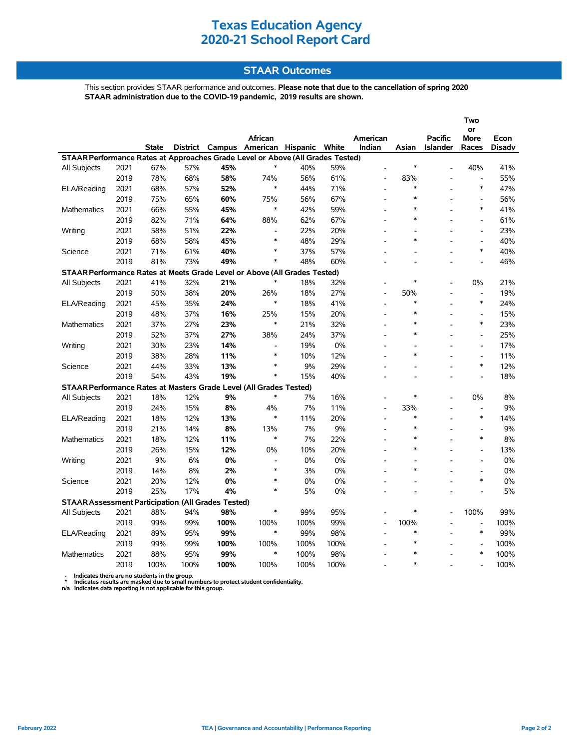# Texas Education Agency
# 2020-21 School Report Card

## STAAR Outcomes

This section provides STAAR performance and outcomes. **Please note that due to the cancellation of spring 2020 STAAR administration due to the COVID-19 pandemic, 2019 results are shown.**

| | | State | District | Campus | African American | Hispanic | White | American Indian | Asian | Pacific Islander | Two or More Races | Econ Disadv |
|---|---|---|---|---|---|---|---|---|---|---|---|---|
| **STAAR Performance Rates at Approaches Grade Level or Above (All Grades Tested)** | | | | | | | | | | | | |
| All Subjects | 2021 | 67% | 57% | **45%** | * | 40% | 59% | - | * | - | 40% | 41% |
| | 2019 | 78% | 68% | **58%** | 74% | 56% | 61% | - | 83% | - | - | 55% |
| ELA/Reading | 2021 | 68% | 57% | **52%** | * | 44% | 71% | - | * | - | * | 47% |
| | 2019 | 75% | 65% | **60%** | 75% | 56% | 67% | - | * | - | - | 56% |
| Mathematics | 2021 | 66% | 55% | **45%** | * | 42% | 59% | - | * | - | * | 41% |
| | 2019 | 82% | 71% | **64%** | 88% | 62% | 67% | - | * | - | - | 61% |
| Writing | 2021 | 58% | 51% | **22%** | - | 22% | 20% | - | - | - | - | 23% |
| | 2019 | 68% | 58% | **45%** | * | 48% | 29% | - | * | - | - | 40% |
| Science | 2021 | 71% | 61% | **40%** | * | 37% | 57% | - | - | - | * | 40% |
| | 2019 | 81% | 73% | **49%** | * | 48% | 60% | - | - | - | - | 46% |
| **STAAR Performance Rates at Meets Grade Level or Above (All Grades Tested)** | | | | | | | | | | | | |
| All Subjects | 2021 | 41% | 32% | **21%** | * | 18% | 32% | - | * | - | 0% | 21% |
| | 2019 | 50% | 38% | **20%** | 26% | 18% | 27% | - | 50% | - | - | 19% |
| ELA/Reading | 2021 | 45% | 35% | **24%** | * | 18% | 41% | - | * | - | * | 24% |
| | 2019 | 48% | 37% | **16%** | 25% | 15% | 20% | - | * | - | - | 15% |
| Mathematics | 2021 | 37% | 27% | **23%** | * | 21% | 32% | - | * | - | * | 23% |
| | 2019 | 52% | 37% | **27%** | 38% | 24% | 37% | - | * | - | - | 25% |
| Writing | 2021 | 30% | 23% | **14%** | - | 19% | 0% | - | - | - | - | 17% |
| | 2019 | 38% | 28% | **11%** | * | 10% | 12% | - | * | - | - | 11% |
| Science | 2021 | 44% | 33% | **13%** | * | 9% | 29% | - | - | - | * | 12% |
| | 2019 | 54% | 43% | **19%** | * | 15% | 40% | - | - | - | - | 18% |
| **STAAR Performance Rates at Masters Grade Level (All Grades Tested)** | | | | | | | | | | | | |
| All Subjects | 2021 | 18% | 12% | **9%** | * | 7% | 16% | - | * | - | 0% | 8% |
| | 2019 | 24% | 15% | **8%** | 4% | 7% | 11% | - | 33% | - | - | 9% |
| ELA/Reading | 2021 | 18% | 12% | **13%** | * | 11% | 20% | - | * | - | * | 14% |
| | 2019 | 21% | 14% | **8%** | 13% | 7% | 9% | - | * | - | - | 9% |
| Mathematics | 2021 | 18% | 12% | **11%** | * | 7% | 22% | - | * | - | * | 8% |
| | 2019 | 26% | 15% | **12%** | 0% | 10% | 20% | - | * | - | - | 13% |
| Writing | 2021 | 9% | 6% | **0%** | - | 0% | 0% | - | - | - | - | 0% |
| | 2019 | 14% | 8% | **2%** | * | 3% | 0% | - | * | - | - | 0% |
| Science | 2021 | 20% | 12% | **0%** | * | 0% | 0% | - | - | - | * | 0% |
| | 2019 | 25% | 17% | **4%** | * | 5% | 0% | - | - | - | - | 5% |
| **STAAR Assessment Participation (All Grades Tested)** | | | | | | | | | | | | |
| All Subjects | 2021 | 88% | 94% | **98%** | * | 99% | 95% | - | * | - | 100% | 99% |
| | 2019 | 99% | 99% | **100%** | 100% | 100% | 99% | - | 100% | - | - | 100% |
| ELA/Reading | 2021 | 89% | 95% | **99%** | * | 99% | 98% | - | * | - | * | 99% |
| | 2019 | 99% | 99% | **100%** | 100% | 100% | 100% | - | * | - | - | 100% |
| Mathematics | 2021 | 88% | 95% | **99%** | * | 100% | 98% | - | * | - | * | 100% |
| | 2019 | 100% | 100% | **100%** | 100% | 100% | 100% | - | * | - | - | 100% |

'-' Indicates there are no students in the group.
'*' Indicates results are masked due to small numbers to protect student confidentiality.
n/a Indicates data reporting is not applicable for this group.